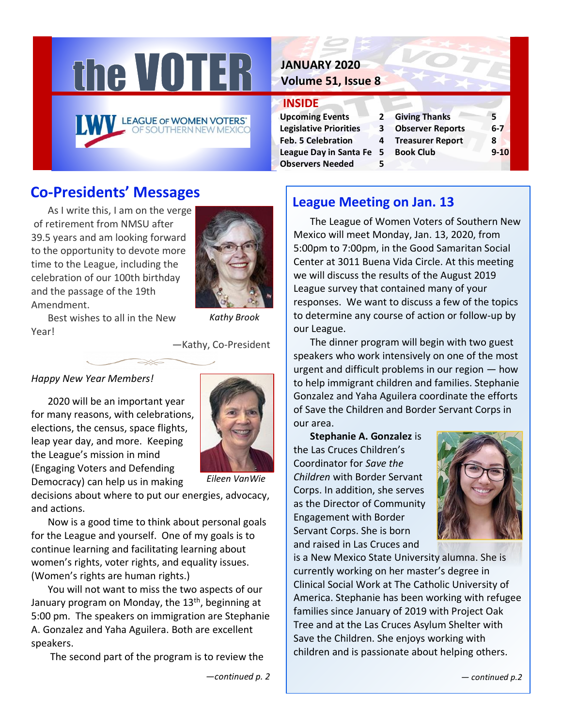# the VOTER

LEAGUE OF WOMEN VOTERS OF SOUTHERN NEW MEXICO

**JANUARY 2020**
**Volume 51, Issue 8**

## INSIDE

| | | | |
|---|---|---|---|
| **Upcoming Events** | **2** | **Giving Thanks** | **5** |
| **Legislative Priorities** | **3** | **Observer Reports** | **6-7** |
| **Feb. 5 Celebration** | **4** | **Treasurer Report** | **8** |
| **League Day in Santa Fe** | **5** | **Book Club** | **9-10** |
| **Observers Needed** | **5** | | |

## Co-Presidents' Messages

As I write this, I am on the verge of retirement from NMSU after 39.5 years and am looking forward to the opportunity to devote more time to the League, including the celebration of our 100th birthday and the passage of the 19th Amendment.

Best wishes to all in the New Year!

*Kathy Brook*

—Kathy, Co-President

*Happy New Year Members!*

2020 will be an important year for many reasons, with celebrations, elections, the census, space flights, leap year day, and more. Keeping the League's mission in mind (Engaging Voters and Defending Democracy) can help us in making decisions about where to put our energies, advocacy, and actions.

*Eileen VanWie*

Now is a good time to think about personal goals for the League and yourself. One of my goals is to continue learning and facilitating learning about women's rights, voter rights, and equality issues. (Women's rights are human rights.)

You will not want to miss the two aspects of our January program on Monday, the 13th, beginning at 5:00 pm. The speakers on immigration are Stephanie A. Gonzalez and Yaha Aguilera. Both are excellent speakers.

The second part of the program is to review the

*—continued p. 2*

## League Meeting on Jan. 13

The League of Women Voters of Southern New Mexico will meet Monday, Jan. 13, 2020, from 5:00pm to 7:00pm, in the Good Samaritan Social Center at 3011 Buena Vida Circle. At this meeting we will discuss the results of the August 2019 League survey that contained many of your responses. We want to discuss a few of the topics to determine any course of action or follow-up by our League.

The dinner program will begin with two guest speakers who work intensively on one of the most urgent and difficult problems in our region — how to help immigrant children and families. Stephanie Gonzalez and Yaha Aguilera coordinate the efforts of Save the Children and Border Servant Corps in our area.

**Stephanie A. Gonzalez** is the Las Cruces Children's Coordinator for *Save the Children* with Border Servant Corps. In addition, she serves as the Director of Community Engagement with Border Servant Corps. She is born and raised in Las Cruces and is a New Mexico State University alumna. She is currently working on her master's degree in Clinical Social Work at The Catholic University of America. Stephanie has been working with refugee families since January of 2019 with Project Oak Tree and at the Las Cruces Asylum Shelter with Save the Children. She enjoys working with children and is passionate about helping others.

*— continued p.2*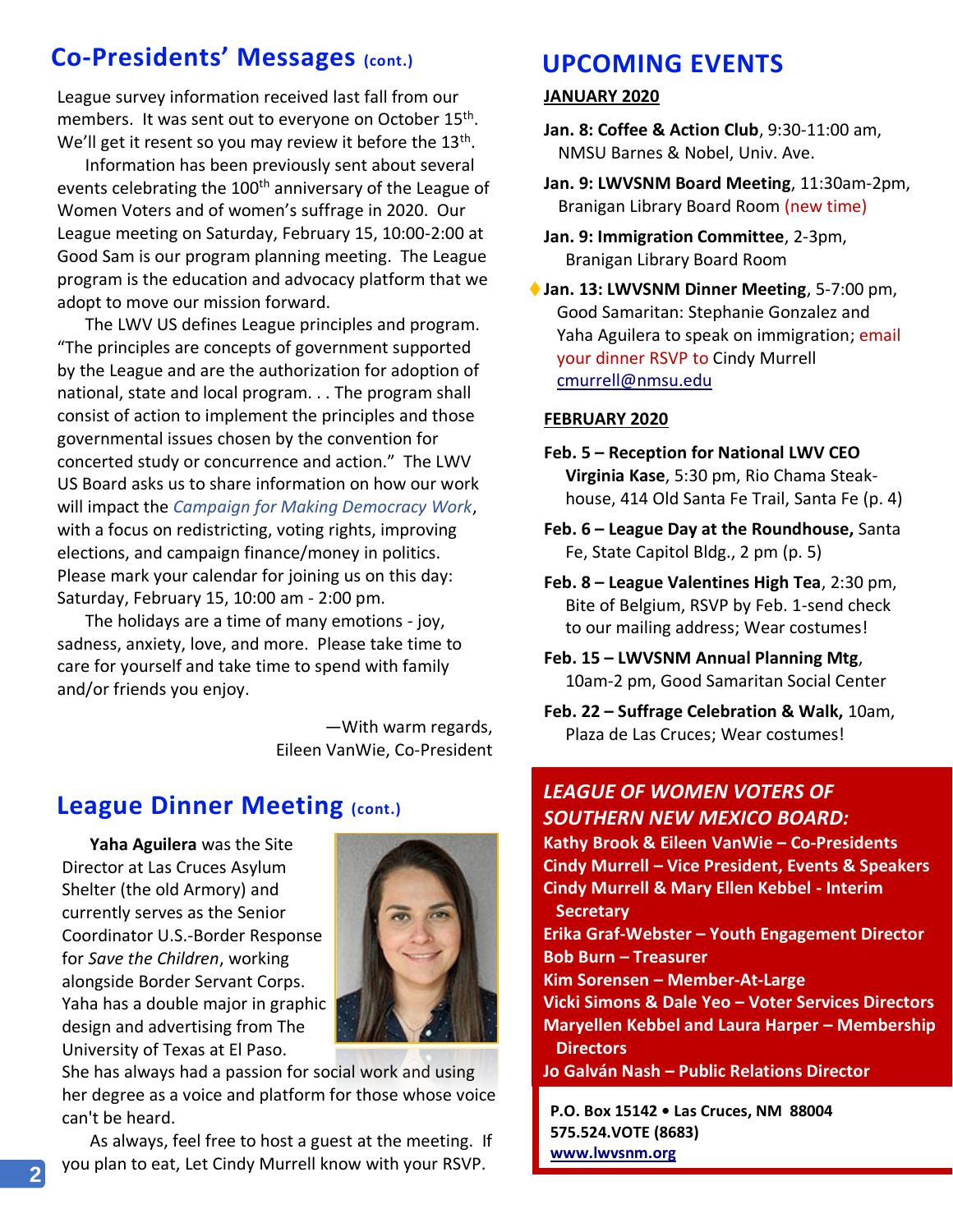## Co-Presidents' Messages (cont.)

League survey information received last fall from our members. It was sent out to everyone on October 15th. We'll get it resent so you may review it before the 13th.

Information has been previously sent about several events celebrating the 100th anniversary of the League of Women Voters and of women's suffrage in 2020. Our League meeting on Saturday, February 15, 10:00-2:00 at Good Sam is our program planning meeting. The League program is the education and advocacy platform that we adopt to move our mission forward.

The LWV US defines League principles and program. "The principles are concepts of government supported by the League and are the authorization for adoption of national, state and local program. . . The program shall consist of action to implement the principles and those governmental issues chosen by the convention for concerted study or concurrence and action." The LWV US Board asks us to share information on how our work will impact the *Campaign for Making Democracy Work*, with a focus on redistricting, voting rights, improving elections, and campaign finance/money in politics. Please mark your calendar for joining us on this day: Saturday, February 15, 10:00 am - 2:00 pm.

The holidays are a time of many emotions - joy, sadness, anxiety, love, and more. Please take time to care for yourself and take time to spend with family and/or friends you enjoy.

—With warm regards,
Eileen VanWie, Co-President

## League Dinner Meeting (cont.)

**Yaha Aguilera** was the Site Director at Las Cruces Asylum Shelter (the old Armory) and currently serves as the Senior Coordinator U.S.-Border Response for *Save the Children*, working alongside Border Servant Corps. Yaha has a double major in graphic design and advertising from The University of Texas at El Paso. She has always had a passion for social work and using her degree as a voice and platform for those whose voice can't be heard.

As always, feel free to host a guest at the meeting. If you plan to eat, Let Cindy Murrell know with your RSVP.

## UPCOMING EVENTS

**JANUARY 2020**

**Jan. 8: Coffee & Action Club**, 9:30-11:00 am, NMSU Barnes & Nobel, Univ. Ave.

**Jan. 9: LWVSNM Board Meeting**, 11:30am-2pm, Branigan Library Board Room (new time)

**Jan. 9: Immigration Committee**, 2-3pm, Branigan Library Board Room

**Jan. 13: LWVSNM Dinner Meeting**, 5-7:00 pm, Good Samaritan: Stephanie Gonzalez and Yaha Aguilera to speak on immigration; email your dinner RSVP to Cindy Murrell cmurrell@nmsu.edu

**FEBRUARY 2020**

**Feb. 5 – Reception for National LWV CEO Virginia Kase**, 5:30 pm, Rio Chama Steak-house, 414 Old Santa Fe Trail, Santa Fe (p. 4)

**Feb. 6 – League Day at the Roundhouse,** Santa Fe, State Capitol Bldg., 2 pm (p. 5)

**Feb. 8 – League Valentines High Tea**, 2:30 pm, Bite of Belgium, RSVP by Feb. 1-send check to our mailing address; Wear costumes!

**Feb. 15 – LWVSNM Annual Planning Mtg**, 10am-2 pm, Good Samaritan Social Center

**Feb. 22 – Suffrage Celebration & Walk,** 10am, Plaza de Las Cruces; Wear costumes!

***LEAGUE OF WOMEN VOTERS OF SOUTHERN NEW MEXICO BOARD:***

**Kathy Brook & Eileen VanWie – Co-Presidents**
**Cindy Murrell – Vice President, Events & Speakers**
**Cindy Murrell & Mary Ellen Kebbel - Interim Secretary**
**Erika Graf-Webster – Youth Engagement Director**
**Bob Burn – Treasurer**
**Kim Sorensen – Member-At-Large**
**Vicki Simons & Dale Yeo – Voter Services Directors**
**Maryellen Kebbel and Laura Harper – Membership Directors**
**Jo Galván Nash – Public Relations Director**

**P.O. Box 15142 • Las Cruces, NM 88004**
**575.524.VOTE (8683)**
**www.lwvsnm.org**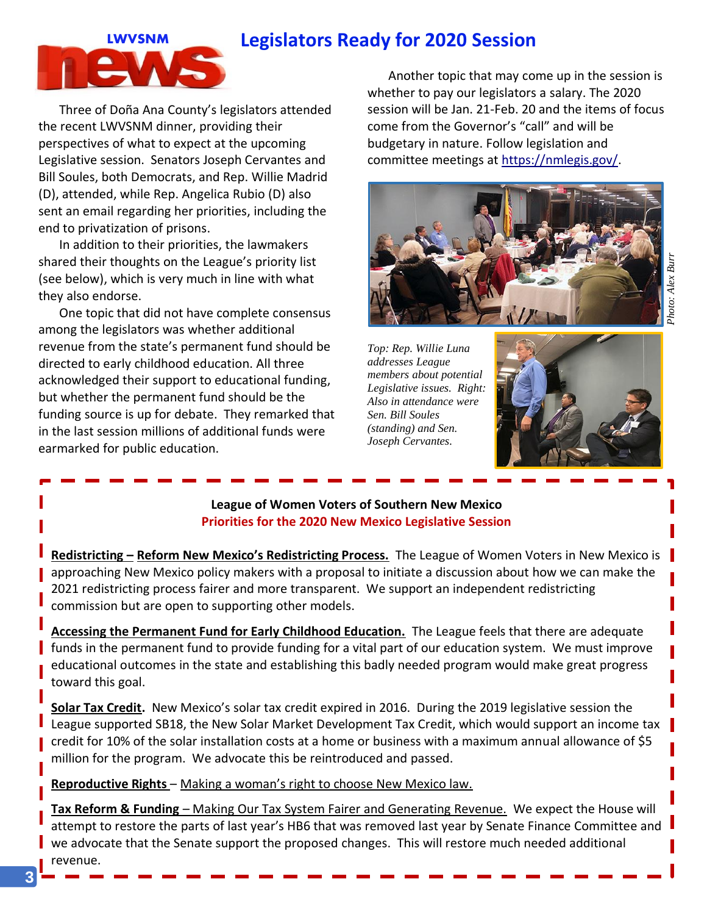LWVSNM news

# Legislators Ready for 2020 Session

Three of Doña Ana County's legislators attended the recent LWVSNM dinner, providing their perspectives of what to expect at the upcoming Legislative session. Senators Joseph Cervantes and Bill Soules, both Democrats, and Rep. Willie Madrid (D), attended, while Rep. Angelica Rubio (D) also sent an email regarding her priorities, including the end to privatization of prisons.

In addition to their priorities, the lawmakers shared their thoughts on the League's priority list (see below), which is very much in line with what they also endorse.

One topic that did not have complete consensus among the legislators was whether additional revenue from the state's permanent fund should be directed to early childhood education. All three acknowledged their support to educational funding, but whether the permanent fund should be the funding source is up for debate. They remarked that in the last session millions of additional funds were earmarked for public education.

Another topic that may come up in the session is whether to pay our legislators a salary. The 2020 session will be Jan. 21-Feb. 20 and the items of focus come from the Governor's "call" and will be budgetary in nature. Follow legislation and committee meetings at https://nmlegis.gov/.

*Photo: Alex Burr*

*Top: Rep. Willie Luna addresses League members about potential Legislative issues. Right: Also in attendance were Sen. Bill Soules (standing) and Sen. Joseph Cervantes.*

**League of Women Voters of Southern New Mexico**
**Priorities for the 2020 New Mexico Legislative Session**

**Redistricting – Reform New Mexico's Redistricting Process.** The League of Women Voters in New Mexico is approaching New Mexico policy makers with a proposal to initiate a discussion about how we can make the 2021 redistricting process fairer and more transparent. We support an independent redistricting commission but are open to supporting other models.

**Accessing the Permanent Fund for Early Childhood Education.** The League feels that there are adequate funds in the permanent fund to provide funding for a vital part of our education system. We must improve educational outcomes in the state and establishing this badly needed program would make great progress toward this goal.

**Solar Tax Credit.** New Mexico's solar tax credit expired in 2016. During the 2019 legislative session the League supported SB18, the New Solar Market Development Tax Credit, which would support an income tax credit for 10% of the solar installation costs at a home or business with a maximum annual allowance of $5 million for the program. We advocate this be reintroduced and passed.

**Reproductive Rights** – Making a woman's right to choose New Mexico law.

**Tax Reform & Funding** – Making Our Tax System Fairer and Generating Revenue. We expect the House will attempt to restore the parts of last year's HB6 that was removed last year by Senate Finance Committee and we advocate that the Senate support the proposed changes. This will restore much needed additional revenue.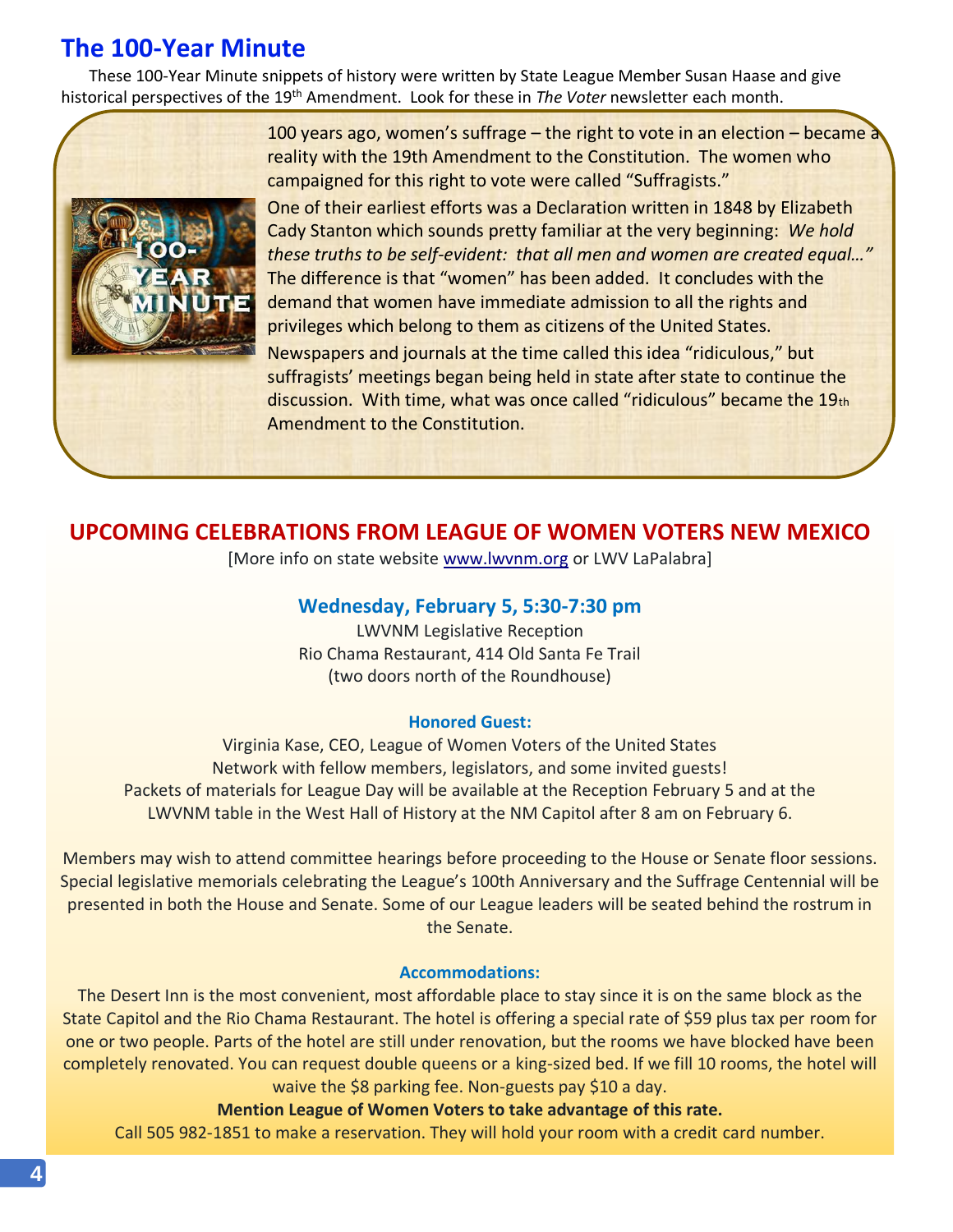## The 100-Year Minute

These 100-Year Minute snippets of history were written by State League Member Susan Haase and give historical perspectives of the 19th Amendment. Look for these in *The Voter* newsletter each month.

100 years ago, women's suffrage – the right to vote in an election – became a reality with the 19th Amendment to the Constitution. The women who campaigned for this right to vote were called "Suffragists."

One of their earliest efforts was a Declaration written in 1848 by Elizabeth Cady Stanton which sounds pretty familiar at the very beginning: *We hold these truths to be self-evident: that all men and women are created equal…"* The difference is that "women" has been added. It concludes with the demand that women have immediate admission to all the rights and privileges which belong to them as citizens of the United States.

Newspapers and journals at the time called this idea "ridiculous," but suffragists' meetings began being held in state after state to continue the discussion. With time, what was once called "ridiculous" became the 19th Amendment to the Constitution.

## UPCOMING CELEBRATIONS FROM LEAGUE OF WOMEN VOTERS NEW MEXICO

[More info on state website www.lwvnm.org or LWV LaPalabra]

### Wednesday, February 5, 5:30-7:30 pm

LWVNM Legislative Reception
Rio Chama Restaurant, 414 Old Santa Fe Trail
(two doors north of the Roundhouse)

**Honored Guest:**

Virginia Kase, CEO, League of Women Voters of the United States
Network with fellow members, legislators, and some invited guests!
Packets of materials for League Day will be available at the Reception February 5 and at the LWVNM table in the West Hall of History at the NM Capitol after 8 am on February 6.

Members may wish to attend committee hearings before proceeding to the House or Senate floor sessions. Special legislative memorials celebrating the League's 100th Anniversary and the Suffrage Centennial will be presented in both the House and Senate. Some of our League leaders will be seated behind the rostrum in the Senate.

**Accommodations:**

The Desert Inn is the most convenient, most affordable place to stay since it is on the same block as the State Capitol and the Rio Chama Restaurant. The hotel is offering a special rate of $59 plus tax per room for one or two people. Parts of the hotel are still under renovation, but the rooms we have blocked have been completely renovated. You can request double queens or a king-sized bed. If we fill 10 rooms, the hotel will waive the $8 parking fee. Non-guests pay $10 a day.

**Mention League of Women Voters to take advantage of this rate.**

Call 505 982-1851 to make a reservation. They will hold your room with a credit card number.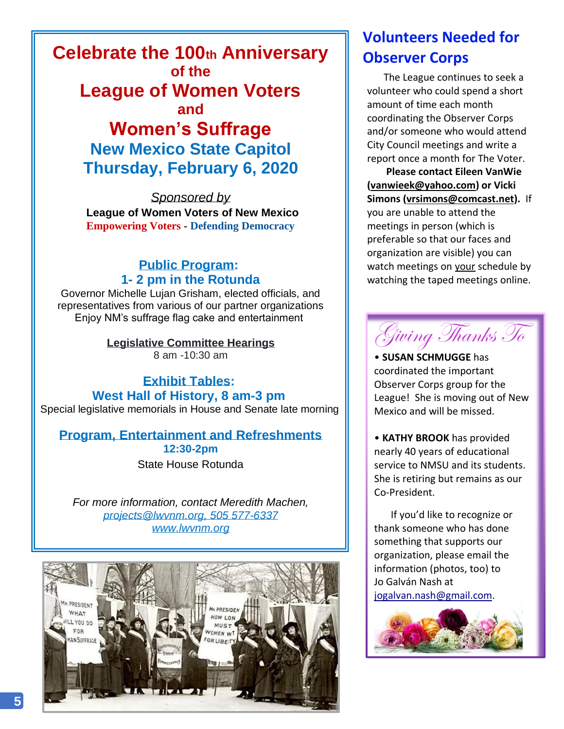# Celebrate the 100th Anniversary of the League of Women Voters and Women's Suffrage

## New Mexico State Capitol
## Thursday, February 6, 2020

*Sponsored by*

**League of Women Voters of New Mexico**

**Empowering Voters - Defending Democracy**

### Public Program:
### 1- 2 pm in the Rotunda

Governor Michelle Lujan Grisham, elected officials, and representatives from various of our partner organizations

Enjoy NM's suffrage flag cake and entertainment

**Legislative Committee Hearings**

8 am -10:30 am

### Exhibit Tables:
### West Hall of History, 8 am-3 pm

Special legislative memorials in House and Senate late morning

### Program, Entertainment and Refreshments

**12:30-2pm**

State House Rotunda

*For more information, contact Meredith Machen,*
*projects@lwvnm.org, 505 577-6337*
*www.lwvnm.org*

## Volunteers Needed for Observer Corps

The League continues to seek a volunteer who could spend a short amount of time each month coordinating the Observer Corps and/or someone who would attend City Council meetings and write a report once a month for The Voter.

**Please contact Eileen VanWie (vanwieek@yahoo.com) or Vicki Simons (vrsimons@comcast.net).** If you are unable to attend the meetings in person (which is preferable so that our faces and organization are visible) you can watch meetings on your schedule by watching the taped meetings online.

## Giving Thanks To

- **SUSAN SCHMUGGE** has coordinated the important Observer Corps group for the League! She is moving out of New Mexico and will be missed.

- **KATHY BROOK** has provided nearly 40 years of educational service to NMSU and its students. She is retiring but remains as our Co-President.

If you'd like to recognize or thank someone who has done something that supports our organization, please email the information (photos, too) to Jo Galván Nash at jogalvan.nash@gmail.com.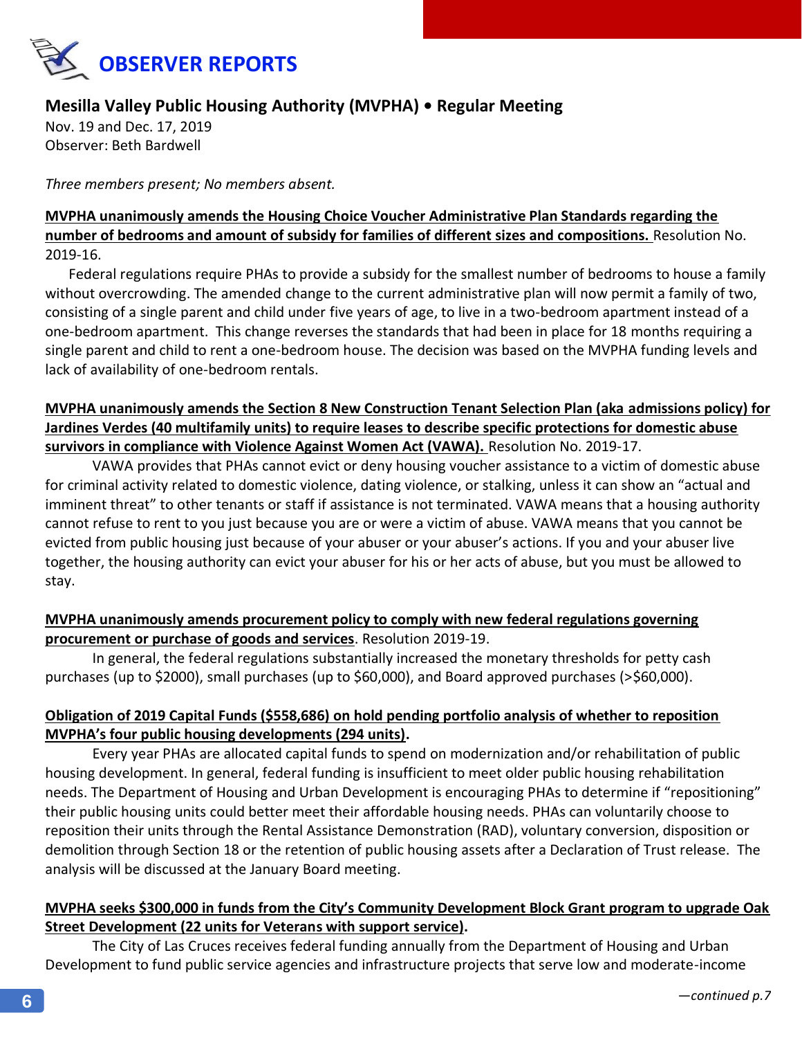# OBSERVER REPORTS

## Mesilla Valley Public Housing Authority (MVPHA) • Regular Meeting

Nov. 19 and Dec. 17, 2019
Observer: Beth Bardwell

*Three members present; No members absent.*

**MVPHA unanimously amends the Housing Choice Voucher Administrative Plan Standards regarding the number of bedrooms and amount of subsidy for families of different sizes and compositions.** Resolution No. 2019-16.

Federal regulations require PHAs to provide a subsidy for the smallest number of bedrooms to house a family without overcrowding. The amended change to the current administrative plan will now permit a family of two, consisting of a single parent and child under five years of age, to live in a two-bedroom apartment instead of a one-bedroom apartment. This change reverses the standards that had been in place for 18 months requiring a single parent and child to rent a one-bedroom house. The decision was based on the MVPHA funding levels and lack of availability of one-bedroom rentals.

**MVPHA unanimously amends the Section 8 New Construction Tenant Selection Plan (aka admissions policy) for Jardines Verdes (40 multifamily units) to require leases to describe specific protections for domestic abuse survivors in compliance with Violence Against Women Act (VAWA).** Resolution No. 2019-17.

VAWA provides that PHAs cannot evict or deny housing voucher assistance to a victim of domestic abuse for criminal activity related to domestic violence, dating violence, or stalking, unless it can show an "actual and imminent threat" to other tenants or staff if assistance is not terminated. VAWA means that a housing authority cannot refuse to rent to you just because you are or were a victim of abuse. VAWA means that you cannot be evicted from public housing just because of your abuser or your abuser's actions. If you and your abuser live together, the housing authority can evict your abuser for his or her acts of abuse, but you must be allowed to stay.

**MVPHA unanimously amends procurement policy to comply with new federal regulations governing procurement or purchase of goods and services**. Resolution 2019-19.

In general, the federal regulations substantially increased the monetary thresholds for petty cash purchases (up to $2000), small purchases (up to $60,000), and Board approved purchases (>$60,000).

**Obligation of 2019 Capital Funds ($558,686) on hold pending portfolio analysis of whether to reposition MVPHA's four public housing developments (294 units).**

Every year PHAs are allocated capital funds to spend on modernization and/or rehabilitation of public housing development. In general, federal funding is insufficient to meet older public housing rehabilitation needs. The Department of Housing and Urban Development is encouraging PHAs to determine if "repositioning" their public housing units could better meet their affordable housing needs. PHAs can voluntarily choose to reposition their units through the Rental Assistance Demonstration (RAD), voluntary conversion, disposition or demolition through Section 18 or the retention of public housing assets after a Declaration of Trust release. The analysis will be discussed at the January Board meeting.

**MVPHA seeks $300,000 in funds from the City's Community Development Block Grant program to upgrade Oak Street Development (22 units for Veterans with support service).**

The City of Las Cruces receives federal funding annually from the Department of Housing and Urban Development to fund public service agencies and infrastructure projects that serve low and moderate-income

*—continued p.7*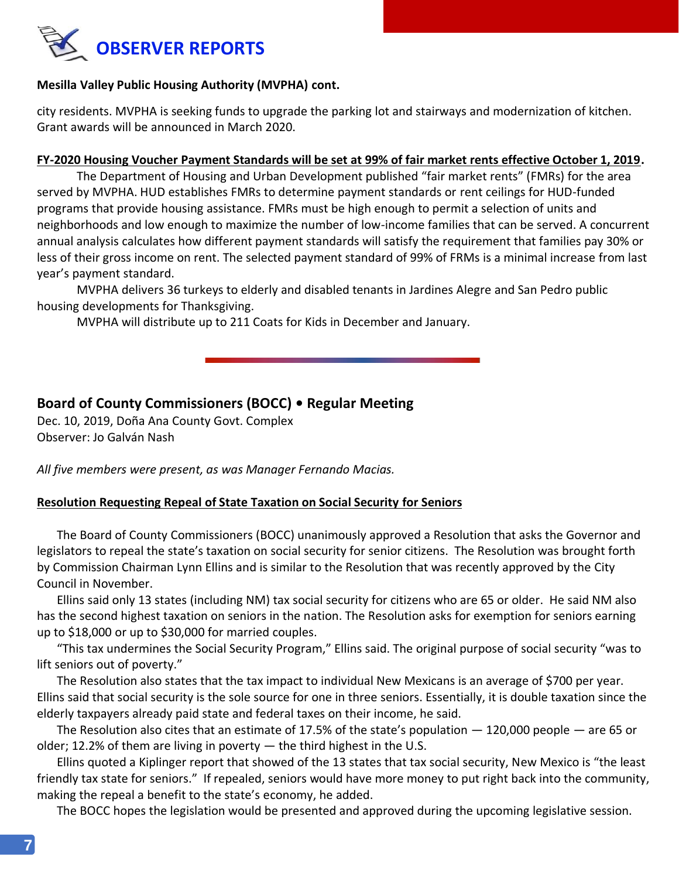# OBSERVER REPORTS

**Mesilla Valley Public Housing Authority (MVPHA) cont.**

city residents. MVPHA is seeking funds to upgrade the parking lot and stairways and modernization of kitchen. Grant awards will be announced in March 2020.

**FY-2020 Housing Voucher Payment Standards will be set at 99% of fair market rents effective October 1, 2019.**

The Department of Housing and Urban Development published "fair market rents" (FMRs) for the area served by MVPHA. HUD establishes FMRs to determine payment standards or rent ceilings for HUD-funded programs that provide housing assistance. FMRs must be high enough to permit a selection of units and neighborhoods and low enough to maximize the number of low-income families that can be served. A concurrent annual analysis calculates how different payment standards will satisfy the requirement that families pay 30% or less of their gross income on rent. The selected payment standard of 99% of FRMs is a minimal increase from last year's payment standard.

MVPHA delivers 36 turkeys to elderly and disabled tenants in Jardines Alegre and San Pedro public housing developments for Thanksgiving.

MVPHA will distribute up to 211 Coats for Kids in December and January.

## Board of County Commissioners (BOCC) • Regular Meeting

Dec. 10, 2019, Doña Ana County Govt. Complex
Observer: Jo Galván Nash

*All five members were present, as was Manager Fernando Macias.*

**Resolution Requesting Repeal of State Taxation on Social Security for Seniors**

The Board of County Commissioners (BOCC) unanimously approved a Resolution that asks the Governor and legislators to repeal the state's taxation on social security for senior citizens. The Resolution was brought forth by Commission Chairman Lynn Ellins and is similar to the Resolution that was recently approved by the City Council in November.

Ellins said only 13 states (including NM) tax social security for citizens who are 65 or older. He said NM also has the second highest taxation on seniors in the nation. The Resolution asks for exemption for seniors earning up to $18,000 or up to $30,000 for married couples.

"This tax undermines the Social Security Program," Ellins said. The original purpose of social security "was to lift seniors out of poverty."

The Resolution also states that the tax impact to individual New Mexicans is an average of $700 per year. Ellins said that social security is the sole source for one in three seniors. Essentially, it is double taxation since the elderly taxpayers already paid state and federal taxes on their income, he said.

The Resolution also cites that an estimate of 17.5% of the state's population — 120,000 people — are 65 or older; 12.2% of them are living in poverty — the third highest in the U.S.

Ellins quoted a Kiplinger report that showed of the 13 states that tax social security, New Mexico is "the least friendly tax state for seniors." If repealed, seniors would have more money to put right back into the community, making the repeal a benefit to the state's economy, he added.

The BOCC hopes the legislation would be presented and approved during the upcoming legislative session.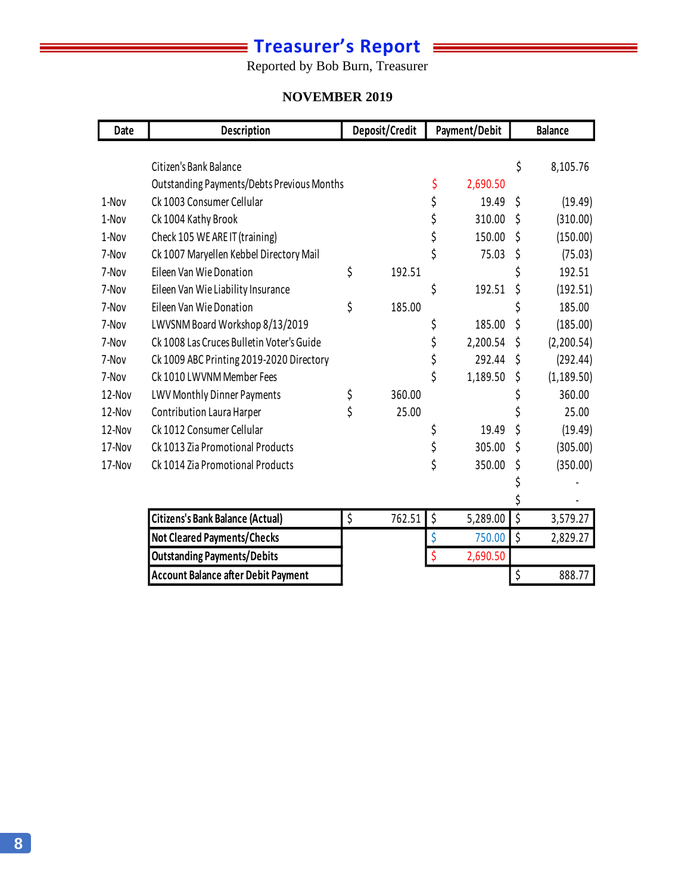# Treasurer's Report

Reported by Bob Burn, Treasurer

**NOVEMBER 2019**

| Date | Description | Deposit/Credit | Payment/Debit | Balance |
|---|---|---|---|---|
| | Citizen's Bank Balance | | | $ 8,105.76 |
| | Outstanding Payments/Debts Previous Months | | $ 2,690.50 | |
| 1-Nov | Ck 1003 Consumer Cellular | | $ 19.49 | $ (19.49) |
| 1-Nov | Ck 1004 Kathy Brook | | $ 310.00 | $ (310.00) |
| 1-Nov | Check 105 WE ARE IT (training) | | $ 150.00 | $ (150.00) |
| 7-Nov | Ck 1007 Maryellen Kebbel Directory Mail | | $ 75.03 | $ (75.03) |
| 7-Nov | Eileen Van Wie Donation | $ 192.51 | | $ 192.51 |
| 7-Nov | Eileen Van Wie Liability Insurance | | $ 192.51 | $ (192.51) |
| 7-Nov | Eileen Van Wie Donation | $ 185.00 | | $ 185.00 |
| 7-Nov | LWVSNM Board Workshop 8/13/2019 | | $ 185.00 | $ (185.00) |
| 7-Nov | Ck 1008 Las Cruces Bulletin Voter's Guide | | $ 2,200.54 | $ (2,200.54) |
| 7-Nov | Ck 1009 ABC Printing 2019-2020 Directory | | $ 292.44 | $ (292.44) |
| 7-Nov | Ck 1010 LWVNM Member Fees | | $ 1,189.50 | $ (1,189.50) |
| 12-Nov | LWV Monthly Dinner Payments | $ 360.00 | | $ 360.00 |
| 12-Nov | Contribution Laura Harper | $ 25.00 | | $ 25.00 |
| 12-Nov | Ck 1012 Consumer Cellular | | $ 19.49 | $ (19.49) |
| 17-Nov | Ck 1013 Zia Promotional Products | | $ 305.00 | $ (305.00) |
| 17-Nov | Ck 1014 Zia Promotional Products | | $ 350.00 | $ (350.00) |
| | | | | $ - |
| | | | | $ - |
| | **Citizens's Bank Balance (Actual)** | $ 762.51 | $ 5,289.00 | $ 3,579.27 |
| | **Not Cleared Payments/Checks** | | $ 750.00 | $ 2,829.27 |
| | **Outstanding Payments/Debits** | | $ 2,690.50 | |
| | **Account Balance after Debit Payment** | | | $ 888.77 |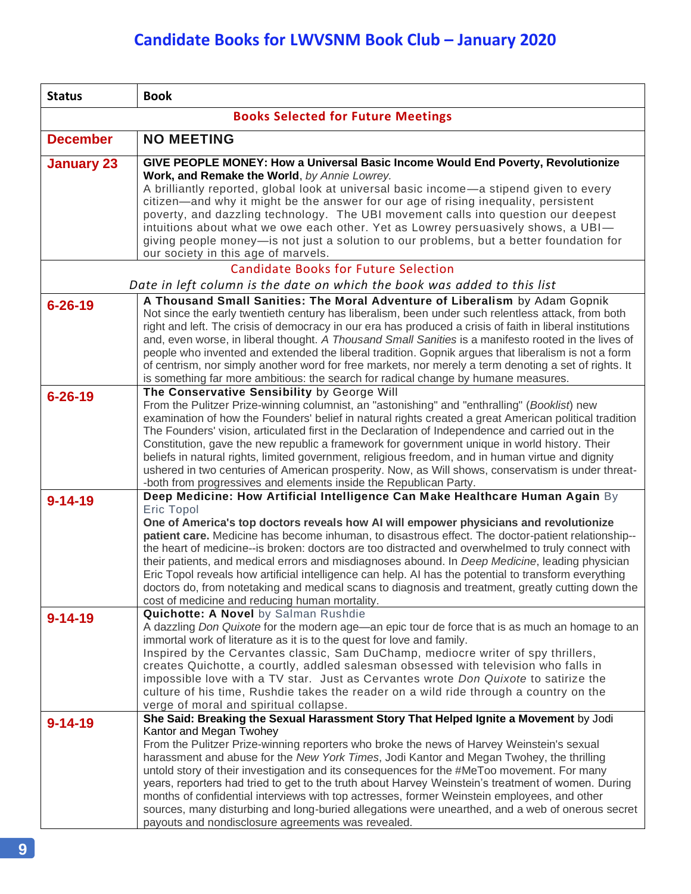# Candidate Books for LWVSNM Book Club – January 2020

| Status | Book |
| --- | --- |
| | **Books Selected for Future Meetings** |
| **December** | **NO MEETING** |
| **January 23** | **GIVE PEOPLE MONEY: How a Universal Basic Income Would End Poverty, Revolutionize Work, and Remake the World**, *by Annie Lowrey.* A brilliantly reported, global look at universal basic income—a stipend given to every citizen—and why it might be the answer for our age of rising inequality, persistent poverty, and dazzling technology. The UBI movement calls into question our deepest intuitions about what we owe each other. Yet as Lowrey persuasively shows, a UBI—giving people money—is not just a solution to our problems, but a better foundation for our society in this age of marvels. |
| | Candidate Books for Future Selection<br>*Date in left column is the date on which the book was added to this list* |
| **6-26-19** | **A Thousand Small Sanities: The Moral Adventure of Liberalism** by Adam Gopnik<br>Not since the early twentieth century has liberalism, been under such relentless attack, from both right and left. The crisis of democracy in our era has produced a crisis of faith in liberal institutions and, even worse, in liberal thought. *A Thousand Small Sanities* is a manifesto rooted in the lives of people who invented and extended the liberal tradition. Gopnik argues that liberalism is not a form of centrism, nor simply another word for free markets, nor merely a term denoting a set of rights. It is something far more ambitious: the search for radical change by humane measures. |
| **6-26-19** | **The Conservative Sensibility** by George Will<br>From the Pulitzer Prize-winning columnist, an "astonishing" and "enthralling" (*Booklist*) new examination of how the Founders' belief in natural rights created a great American political tradition The Founders' vision, articulated first in the Declaration of Independence and carried out in the Constitution, gave the new republic a framework for government unique in world history. Their beliefs in natural rights, limited government, religious freedom, and in human virtue and dignity ushered in two centuries of American prosperity. Now, as Will shows, conservatism is under threat--both from progressives and elements inside the Republican Party. |
| **9-14-19** | **Deep Medicine: How Artificial Intelligence Can Make Healthcare Human Again** By Eric Topol<br>**One of America's top doctors reveals how AI will empower physicians and revolutionize patient care.** Medicine has become inhuman, to disastrous effect. The doctor-patient relationship--the heart of medicine--is broken: doctors are too distracted and overwhelmed to truly connect with their patients, and medical errors and misdiagnoses abound. In *Deep Medicine*, leading physician Eric Topol reveals how artificial intelligence can help. AI has the potential to transform everything doctors do, from notetaking and medical scans to diagnosis and treatment, greatly cutting down the cost of medicine and reducing human mortality. |
| **9-14-19** | **Quichotte: A Novel** by Salman Rushdie<br>A dazzling *Don Quixote* for the modern age—an epic tour de force that is as much an homage to an immortal work of literature as it is to the quest for love and family.<br>Inspired by the Cervantes classic, Sam DuChamp, mediocre writer of spy thrillers, creates Quichotte, a courtly, addled salesman obsessed with television who falls in impossible love with a TV star. Just as Cervantes wrote *Don Quixote* to satirize the culture of his time, Rushdie takes the reader on a wild ride through a country on the verge of moral and spiritual collapse. |
| **9-14-19** | **She Said: Breaking the Sexual Harassment Story That Helped Ignite a Movement** by Jodi Kantor and Megan Twohey<br>From the Pulitzer Prize-winning reporters who broke the news of Harvey Weinstein's sexual harassment and abuse for the *New York Times*, Jodi Kantor and Megan Twohey, the thrilling untold story of their investigation and its consequences for the #MeToo movement. For many years, reporters had tried to get to the truth about Harvey Weinstein's treatment of women. During months of confidential interviews with top actresses, former Weinstein employees, and other sources, many disturbing and long-buried allegations were unearthed, and a web of onerous secret payouts and nondisclosure agreements was revealed. |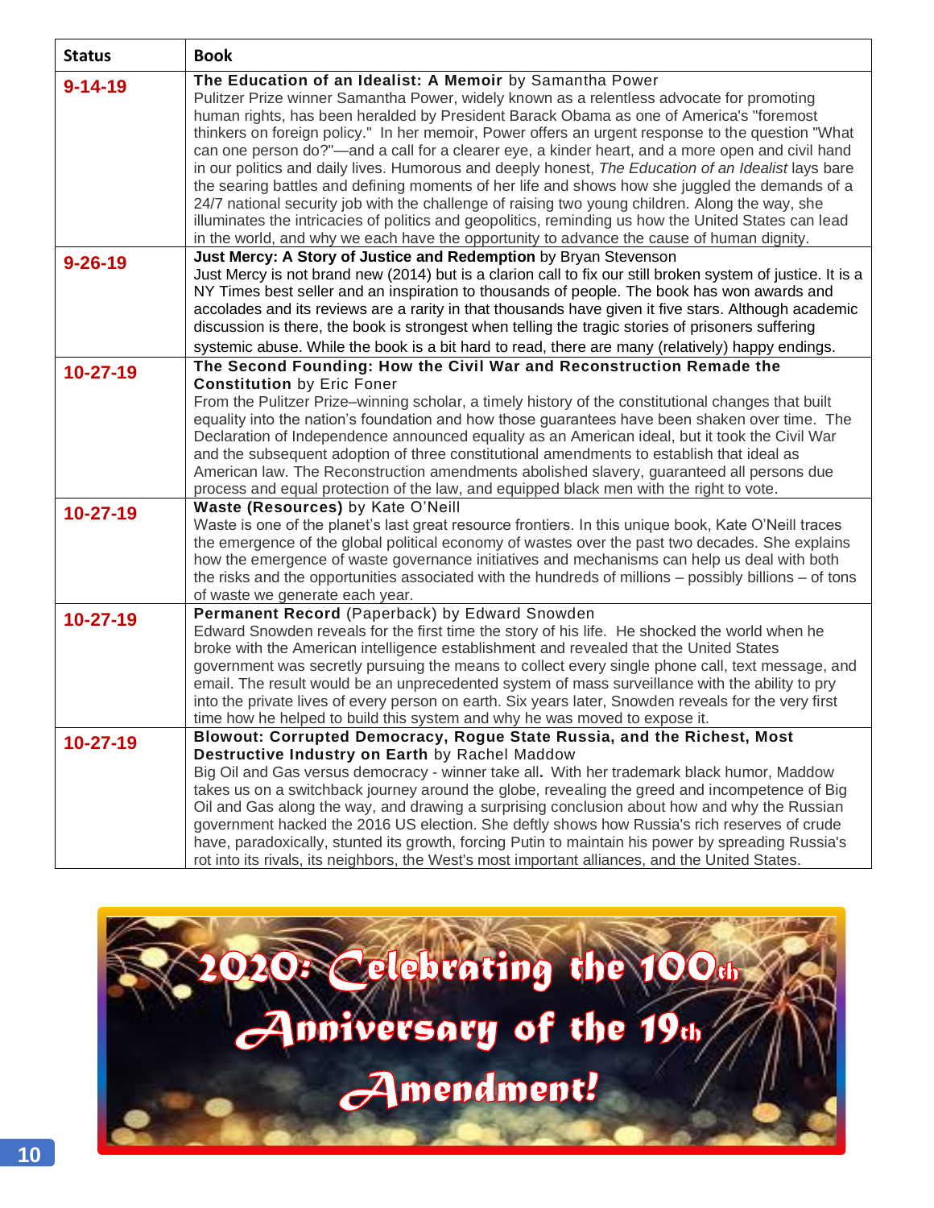| Status | Book |
|---|---|
| 9-14-19 | **The Education of an Idealist: A Memoir** by Samantha Power<br>Pulitzer Prize winner Samantha Power, widely known as a relentless advocate for promoting human rights, has been heralded by President Barack Obama as one of America's "foremost thinkers on foreign policy." In her memoir, Power offers an urgent response to the question "What can one person do?"—and a call for a clearer eye, a kinder heart, and a more open and civil hand in our politics and daily lives. Humorous and deeply honest, *The Education of an Idealist* lays bare the searing battles and defining moments of her life and shows how she juggled the demands of a 24/7 national security job with the challenge of raising two young children. Along the way, she illuminates the intricacies of politics and geopolitics, reminding us how the United States can lead in the world, and why we each have the opportunity to advance the cause of human dignity. |
| 9-26-19 | **Just Mercy: A Story of Justice and Redemption** by Bryan Stevenson<br>Just Mercy is not brand new (2014) but is a clarion call to fix our still broken system of justice. It is a NY Times best seller and an inspiration to thousands of people. The book has won awards and accolades and its reviews are a rarity in that thousands have given it five stars. Although academic discussion is there, the book is strongest when telling the tragic stories of prisoners suffering systemic abuse. While the book is a bit hard to read, there are many (relatively) happy endings. |
| 10-27-19 | **The Second Founding: How the Civil War and Reconstruction Remade the Constitution** by Eric Foner<br>From the Pulitzer Prize–winning scholar, a timely history of the constitutional changes that built equality into the nation's foundation and how those guarantees have been shaken over time. The Declaration of Independence announced equality as an American ideal, but it took the Civil War and the subsequent adoption of three constitutional amendments to establish that ideal as American law. The Reconstruction amendments abolished slavery, guaranteed all persons due process and equal protection of the law, and equipped black men with the right to vote. |
| 10-27-19 | **Waste (Resources)** by Kate O'Neill<br>Waste is one of the planet's last great resource frontiers. In this unique book, Kate O'Neill traces the emergence of the global political economy of wastes over the past two decades. She explains how the emergence of waste governance initiatives and mechanisms can help us deal with both the risks and the opportunities associated with the hundreds of millions – possibly billions – of tons of waste we generate each year. |
| 10-27-19 | **Permanent Record** (Paperback) by Edward Snowden<br>Edward Snowden reveals for the first time the story of his life. He shocked the world when he broke with the American intelligence establishment and revealed that the United States government was secretly pursuing the means to collect every single phone call, text message, and email. The result would be an unprecedented system of mass surveillance with the ability to pry into the private lives of every person on earth. Six years later, Snowden reveals for the very first time how he helped to build this system and why he was moved to expose it. |
| 10-27-19 | **Blowout: Corrupted Democracy, Rogue State Russia, and the Richest, Most Destructive Industry on Earth** by Rachel Maddow<br>Big Oil and Gas versus democracy - winner take all**.** With her trademark black humor, Maddow takes us on a switchback journey around the globe, revealing the greed and incompetence of Big Oil and Gas along the way, and drawing a surprising conclusion about how and why the Russian government hacked the 2016 US election. She deftly shows how Russia's rich reserves of crude have, paradoxically, stunted its growth, forcing Putin to maintain his power by spreading Russia's rot into its rivals, its neighbors, the West's most important alliances, and the United States. |

**2020: Celebrating the 100th Anniversary of the 19th Amendment!**